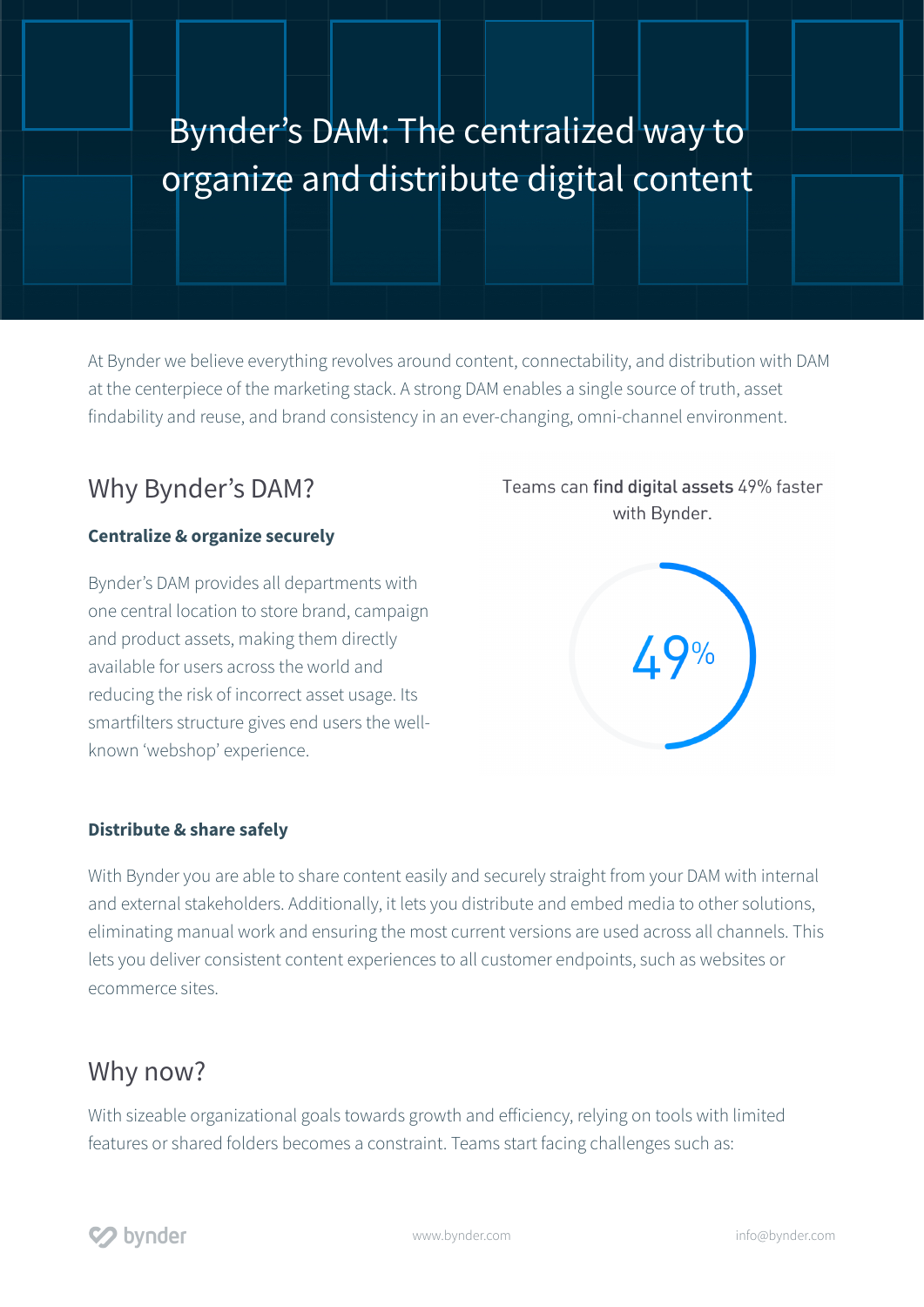# Bynder's DAM: The centralized way to organize and distribute digital content

At Bynder we believe everything revolves around content, connectability, and distribution with DAM at the centerpiece of the marketing stack. A strong DAM enables a single source of truth, asset findability and reuse, and brand consistency in an ever-changing, omni-channel environment.

## Why Bynder's DAM?

### Centralize & organize securely

Bynder's DAM provides all departments with one central location to store brand, campaign and product assets, making them directly available for users across the world and reducing the risk of incorrect asset usage. Its smartfilters structure gives end users the well-known 'webshop' experience.

Teams can **find digital assets** 49% faster with Bynder.

49%

### Distribute & share safely

With Bynder you are able to share content easily and securely straight from your DAM with internal and external stakeholders. Additionally, it lets you distribute and embed media to other solutions, eliminating manual work and ensuring the most current versions are used across all channels. This lets you deliver consistent content experiences to all customer endpoints, such as websites or ecommerce sites.

## Why now?

With sizeable organizational goals towards growth and efficiency, relying on tools with limited features or shared folders becomes a constraint. Teams start facing challenges such as: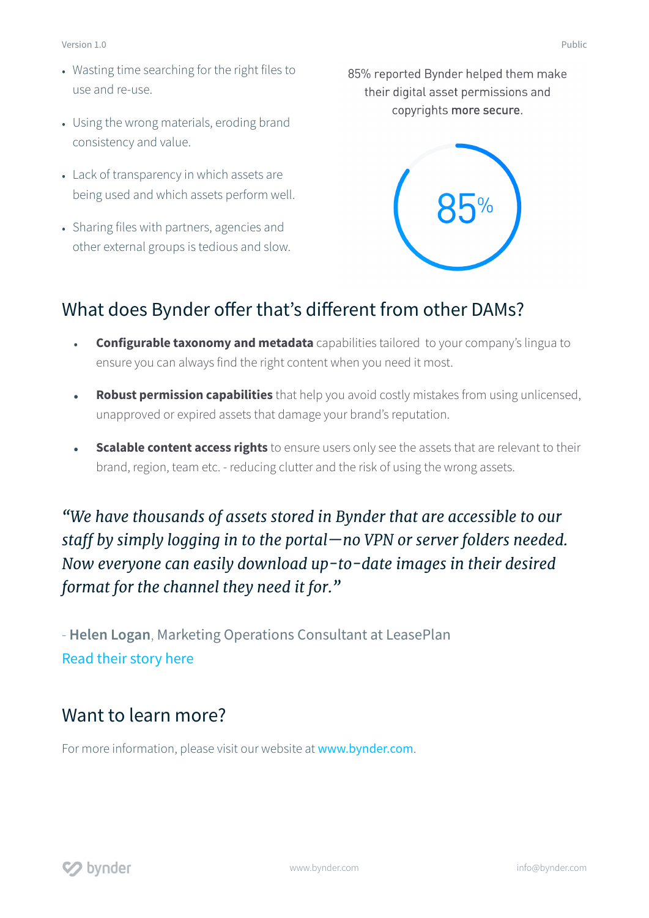- Wasting time searching for the right files to use and re-use.
- Using the wrong materials, eroding brand consistency and value.
- Lack of transparency in which assets are being used and which assets perform well.
- Sharing files with partners, agencies and other external groups is tedious and slow.

85% reported Bynder helped them make their digital asset permissions and copyrights **more secure**.

85%

## What does Bynder offer that's different from other DAMs?

- **Configurable taxonomy and metadata** capabilities tailored to your company's lingua to ensure you can always find the right content when you need it most.
- **Robust permission capabilities** that help you avoid costly mistakes from using unlicensed, unapproved or expired assets that damage your brand's reputation.
- **Scalable content access rights** to ensure users only see the assets that are relevant to their brand, region, team etc. - reducing clutter and the risk of using the wrong assets.

*"We have thousands of assets stored in Bynder that are accessible to our staff by simply logging in to the portal—no VPN or server folders needed. Now everyone can easily download up-to-date images in their desired format for the channel they need it for."*

- **Helen Logan**, Marketing Operations Consultant at LeasePlan

Read their story here

## Want to learn more?

For more information, please visit our website at www.bynder.com.